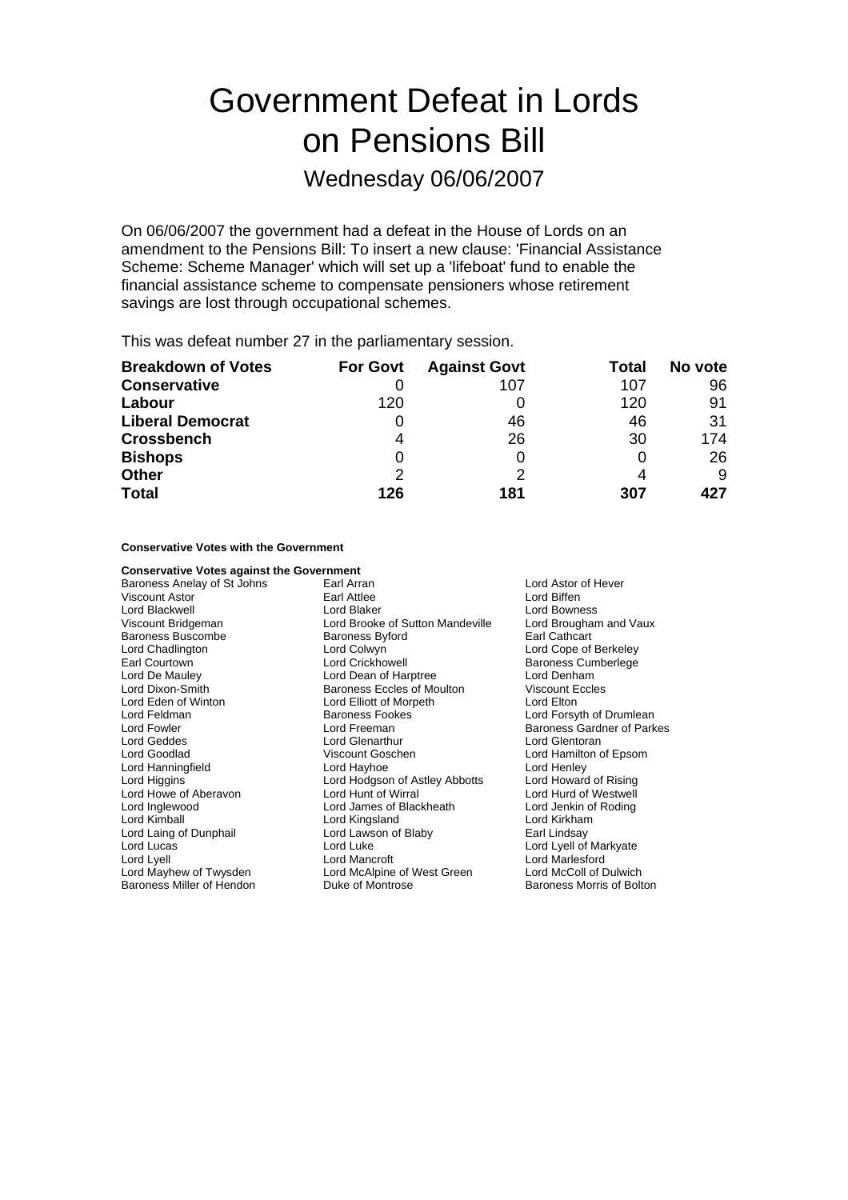# Government Defeat in Lords on Pensions Bill

## Wednesday 06/06/2007

On 06/06/2007 the government had a defeat in the House of Lords on an amendment to the Pensions Bill: To insert a new clause: 'Financial Assistance Scheme: Scheme Manager' which will set up a 'lifeboat' fund to enable the financial assistance scheme to compensate pensioners whose retirement savings are lost through occupational schemes.

This was defeat number 27 in the parliamentary session.

| Breakdown of Votes | For Govt | Against Govt | Total | No vote |
|---|---|---|---|---|
| **Conservative** | 0 | 107 | 107 | 96 |
| **Labour** | 120 | 0 | 120 | 91 |
| **Liberal Democrat** | 0 | 46 | 46 | 31 |
| **Crossbench** | 4 | 26 | 30 | 174 |
| **Bishops** | 0 | 0 | 0 | 26 |
| **Other** | 2 | 2 | 4 | 9 |
| **Total** | **126** | **181** | **307** | **427** |

**Conservative Votes with the Government**

**Conservative Votes against the Government**

Baroness Anelay of St Johns
Earl Arran
Lord Astor of Hever
Viscount Astor
Earl Attlee
Lord Biffen
Lord Blackwell
Lord Blaker
Lord Bowness
Viscount Bridgeman
Lord Brooke of Sutton Mandeville
Lord Brougham and Vaux
Baroness Buscombe
Baroness Byford
Earl Cathcart
Lord Chadlington
Lord Colwyn
Lord Cope of Berkeley
Earl Courtown
Lord Crickhowell
Baroness Cumberlege
Lord De Mauley
Lord Dean of Harptree
Lord Denham
Lord Dixon-Smith
Baroness Eccles of Moulton
Viscount Eccles
Lord Eden of Winton
Lord Elliott of Morpeth
Lord Elton
Lord Feldman
Baroness Fookes
Lord Forsyth of Drumlean
Lord Fowler
Lord Freeman
Baroness Gardner of Parkes
Lord Geddes
Lord Glenarthur
Lord Glentoran
Lord Goodlad
Viscount Goschen
Lord Hamilton of Epsom
Lord Hanningfield
Lord Hayhoe
Lord Henley
Lord Higgins
Lord Hodgson of Astley Abbotts
Lord Howard of Rising
Lord Howe of Aberavon
Lord Hunt of Wirral
Lord Hurd of Westwell
Lord Inglewood
Lord James of Blackheath
Lord Jenkin of Roding
Lord Kimball
Lord Kingsland
Lord Kirkham
Lord Laing of Dunphail
Lord Lawson of Blaby
Earl Lindsay
Lord Lucas
Lord Luke
Lord Lyell of Markyate
Lord Lyell
Lord Mancroft
Lord Marlesford
Lord Mayhew of Twysden
Lord McAlpine of West Green
Lord McColl of Dulwich
Baroness Miller of Hendon
Duke of Montrose
Baroness Morris of Bolton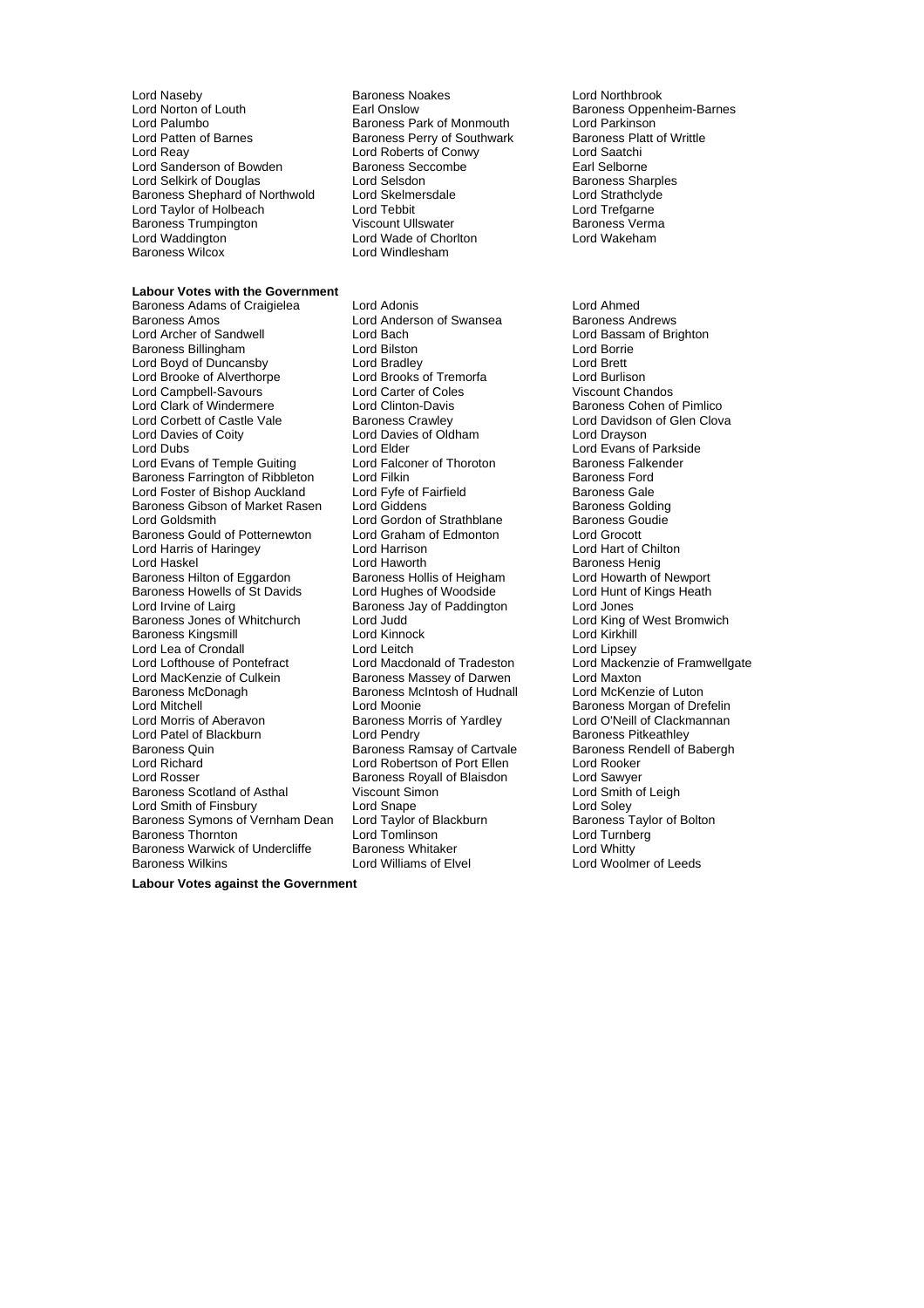Lord Naseby
Baroness Noakes
Lord Northbrook
Lord Norton of Louth
Earl Onslow
Baroness Oppenheim-Barnes
Lord Palumbo
Baroness Park of Monmouth
Lord Parkinson
Lord Patten of Barnes
Baroness Perry of Southwark
Baroness Platt of Writtle
Lord Reay
Lord Roberts of Conwy
Lord Saatchi
Lord Sanderson of Bowden
Baroness Seccombe
Earl Selborne
Lord Selkirk of Douglas
Lord Selsdon
Baroness Sharples
Baroness Shephard of Northwold
Lord Skelmersdale
Lord Strathclyde
Lord Taylor of Holbeach
Lord Tebbit
Lord Trefgarne
Baroness Trumpington
Viscount Ullswater
Baroness Verma
Lord Waddington
Lord Wade of Chorlton
Lord Wakeham
Baroness Wilcox
Lord Windlesham

**Labour Votes with the Government**

Baroness Adams of Craigielea
Lord Adonis
Lord Ahmed
Baroness Amos
Lord Anderson of Swansea
Baroness Andrews
Lord Archer of Sandwell
Lord Bach
Lord Bassam of Brighton
Baroness Billingham
Lord Bilston
Lord Borrie
Lord Boyd of Duncansby
Lord Bradley
Lord Brett
Lord Brooke of Alverthorpe
Lord Brooks of Tremorfa
Lord Burlison
Lord Campbell-Savours
Lord Carter of Coles
Viscount Chandos
Lord Clark of Windermere
Lord Clinton-Davis
Baroness Cohen of Pimlico
Lord Corbett of Castle Vale
Baroness Crawley
Lord Davidson of Glen Clova
Lord Davies of Coity
Lord Davies of Oldham
Lord Drayson
Lord Dubs
Lord Elder
Lord Evans of Parkside
Lord Evans of Temple Guiting
Lord Falconer of Thoroton
Baroness Falkender
Baroness Farrington of Ribbleton
Lord Filkin
Baroness Ford
Lord Foster of Bishop Auckland
Lord Fyfe of Fairfield
Baroness Gale
Baroness Gibson of Market Rasen
Lord Giddens
Baroness Golding
Lord Goldsmith
Lord Gordon of Strathblane
Baroness Goudie
Baroness Gould of Potternewton
Lord Graham of Edmonton
Lord Grocott
Lord Harris of Haringey
Lord Harrison
Lord Hart of Chilton
Lord Haskel
Lord Haworth
Baroness Henig
Baroness Hilton of Eggardon
Baroness Hollis of Heigham
Lord Howarth of Newport
Baroness Howells of St Davids
Lord Hughes of Woodside
Lord Hunt of Kings Heath
Lord Irvine of Lairg
Baroness Jay of Paddington
Lord Jones
Baroness Jones of Whitchurch
Lord Judd
Lord King of West Bromwich
Baroness Kingsmill
Lord Kinnock
Lord Kirkhill
Lord Lea of Crondall
Lord Leitch
Lord Lipsey
Lord Lofthouse of Pontefract
Lord Macdonald of Tradeston
Lord Mackenzie of Framwellgate
Lord MacKenzie of Culkein
Baroness Massey of Darwen
Lord Maxton
Baroness McDonagh
Baroness McIntosh of Hudnall
Lord McKenzie of Luton
Lord Mitchell
Lord Moonie
Baroness Morgan of Drefelin
Lord Morris of Aberavon
Baroness Morris of Yardley
Lord O'Neill of Clackmannan
Lord Patel of Blackburn
Lord Pendry
Baroness Pitkeathley
Baroness Quin
Baroness Ramsay of Cartvale
Baroness Rendell of Babergh
Lord Richard
Lord Robertson of Port Ellen
Lord Rooker
Lord Rosser
Baroness Royall of Blaisdon
Lord Sawyer
Baroness Scotland of Asthal
Viscount Simon
Lord Smith of Leigh
Lord Smith of Finsbury
Lord Snape
Lord Soley
Baroness Symons of Vernham Dean
Lord Taylor of Blackburn
Baroness Taylor of Bolton
Baroness Thornton
Lord Tomlinson
Lord Turnberg
Baroness Warwick of Undercliffe
Baroness Whitaker
Lord Whitty
Baroness Wilkins
Lord Williams of Elvel
Lord Woolmer of Leeds

**Labour Votes against the Government**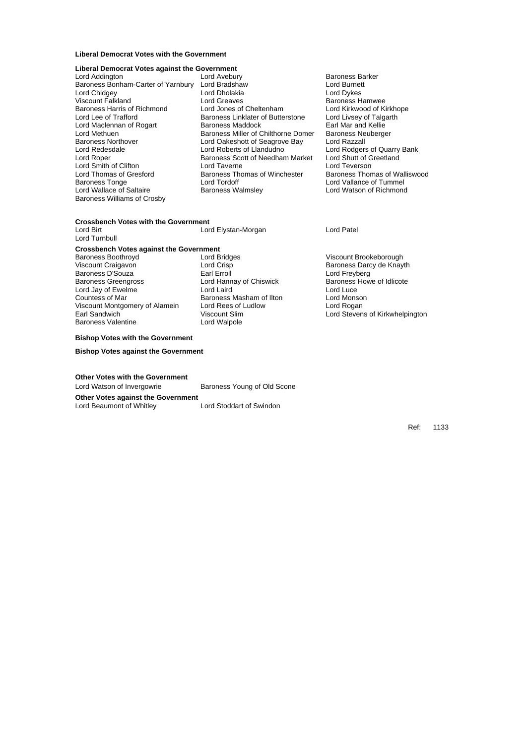**Liberal Democrat Votes with the Government**

**Liberal Democrat Votes against the Government**

Lord Addington
Lord Avebury
Baroness Barker
Baroness Bonham-Carter of Yarnbury
Lord Bradshaw
Lord Burnett
Lord Chidgey
Lord Dholakia
Lord Dykes
Viscount Falkland
Lord Greaves
Baroness Hamwee
Baroness Harris of Richmond
Lord Jones of Cheltenham
Lord Kirkwood of Kirkhope
Lord Lee of Trafford
Baroness Linklater of Butterstone
Lord Livsey of Talgarth
Lord Maclennan of Rogart
Baroness Maddock
Earl Mar and Kellie
Lord Methuen
Baroness Miller of Chilthorne Domer
Baroness Neuberger
Baroness Northover
Lord Oakeshott of Seagrove Bay
Lord Razzall
Lord Redesdale
Lord Roberts of Llandudno
Lord Rodgers of Quarry Bank
Lord Roper
Baroness Scott of Needham Market
Lord Shutt of Greetland
Lord Smith of Clifton
Lord Taverne
Lord Teverson
Lord Thomas of Gresford
Baroness Thomas of Winchester
Baroness Thomas of Walliswood
Baroness Tonge
Lord Tordoff
Lord Vallance of Tummel
Lord Wallace of Saltaire
Baroness Walmsley
Lord Watson of Richmond
Baroness Williams of Crosby

**Crossbench Votes with the Government**

Lord Birt
Lord Elystan-Morgan
Lord Patel
Lord Turnbull

**Crossbench Votes against the Government**

Baroness Boothroyd
Lord Bridges
Viscount Brookeborough
Viscount Craigavon
Lord Crisp
Baroness Darcy de Knayth
Baroness D'Souza
Earl Erroll
Lord Freyberg
Baroness Greengross
Lord Hannay of Chiswick
Baroness Howe of Idlicote
Lord Jay of Ewelme
Lord Laird
Lord Luce
Countess of Mar
Baroness Masham of Ilton
Lord Monson
Viscount Montgomery of Alamein
Lord Rees of Ludlow
Lord Rogan
Earl Sandwich
Viscount Slim
Lord Stevens of Kirkwhelpington
Baroness Valentine
Lord Walpole

**Bishop Votes with the Government**

**Bishop Votes against the Government**

**Other Votes with the Government**

Lord Watson of Invergowrie
Baroness Young of Old Scone

**Other Votes against the Government**

Lord Beaumont of Whitley
Lord Stoddart of Swindon

Ref: 1133